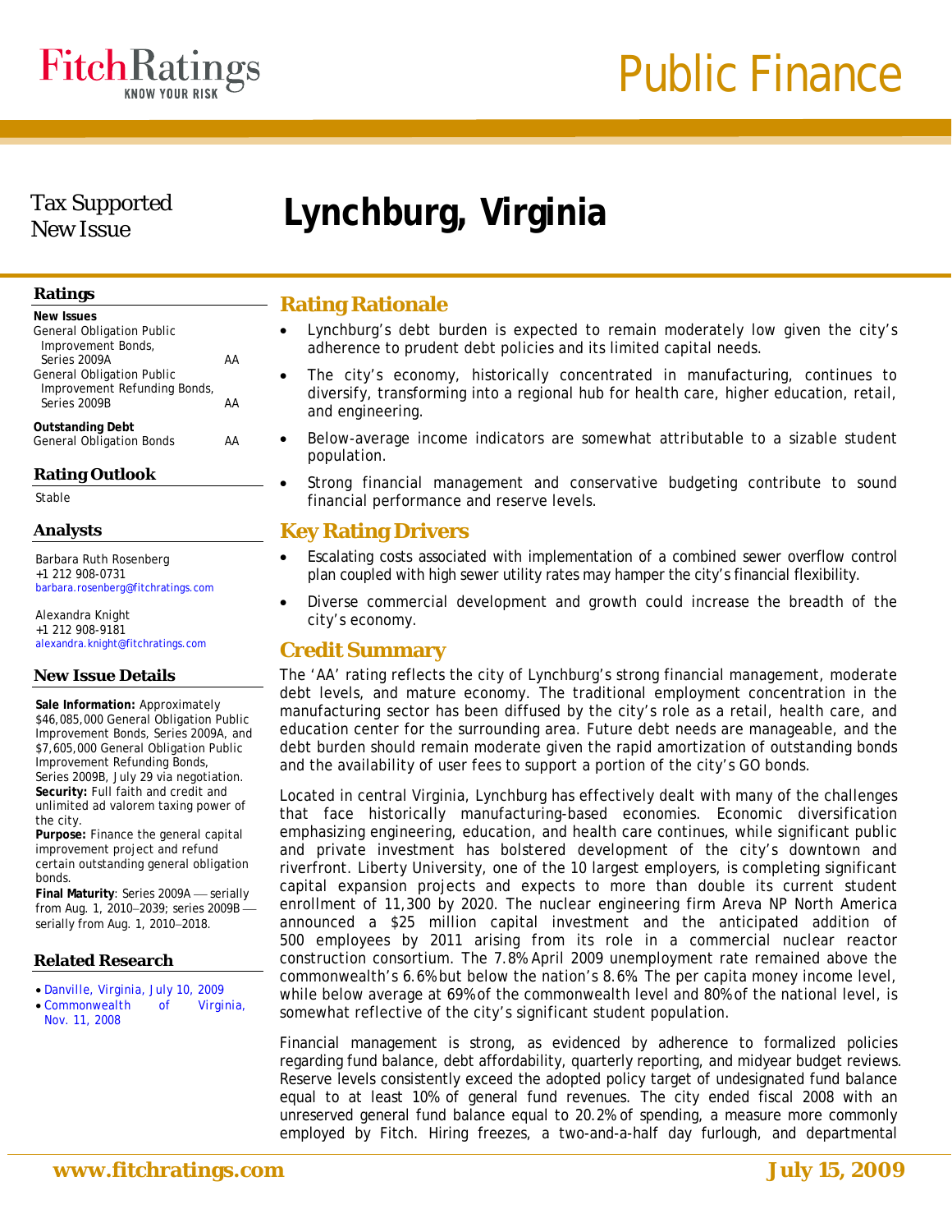Tax Supported
New Issue

# Lynchburg, Virginia

## Ratings

**New Issues**

| | |
|---|---|
| General Obligation Public Improvement Bonds, Series 2009A | AA |
| General Obligation Public Improvement Refunding Bonds, Series 2009B | AA |

**Outstanding Debt**

| | |
|---|---|
| General Obligation Bonds | AA |

## Rating Outlook

Stable

## Analysts

Barbara Ruth Rosenberg
+1 212 908-0731
barbara.rosenberg@fitchratings.com

Alexandra Knight
+1 212 908-9181
alexandra.knight@fitchratings.com

## New Issue Details

**Sale Information:** Approximately $46,085,000 General Obligation Public Improvement Bonds, Series 2009A, and $7,605,000 General Obligation Public Improvement Refunding Bonds, Series 2009B, July 29 via negotiation.
**Security:** Full faith and credit and unlimited ad valorem taxing power of the city.
**Purpose:** Finance the general capital improvement project and refund certain outstanding general obligation bonds.
**Final Maturity**: Series 2009A — serially from Aug. 1, 2010–2039; series 2009B — serially from Aug. 1, 2010–2018.

## Related Research

- Danville, Virginia, July 10, 2009
- Commonwealth of Virginia, Nov. 11, 2008

## Rating Rationale

- Lynchburg's debt burden is expected to remain moderately low given the city's adherence to prudent debt policies and its limited capital needs.
- The city's economy, historically concentrated in manufacturing, continues to diversify, transforming into a regional hub for health care, higher education, retail, and engineering.
- Below-average income indicators are somewhat attributable to a sizable student population.
- Strong financial management and conservative budgeting contribute to sound financial performance and reserve levels.

## Key Rating Drivers

- Escalating costs associated with implementation of a combined sewer overflow control plan coupled with high sewer utility rates may hamper the city's financial flexibility.
- Diverse commercial development and growth could increase the breadth of the city's economy.

## Credit Summary

The 'AA' rating reflects the city of Lynchburg's strong financial management, moderate debt levels, and mature economy. The traditional employment concentration in the manufacturing sector has been diffused by the city's role as a retail, health care, and education center for the surrounding area. Future debt needs are manageable, and the debt burden should remain moderate given the rapid amortization of outstanding bonds and the availability of user fees to support a portion of the city's GO bonds.

Located in central Virginia, Lynchburg has effectively dealt with many of the challenges that face historically manufacturing-based economies. Economic diversification emphasizing engineering, education, and health care continues, while significant public and private investment has bolstered development of the city's downtown and riverfront. Liberty University, one of the 10 largest employers, is completing significant capital expansion projects and expects to more than double its current student enrollment of 11,300 by 2020. The nuclear engineering firm Areva NP North America announced a $25 million capital investment and the anticipated addition of 500 employees by 2011 arising from its role in a commercial nuclear reactor construction consortium. The 7.8% April 2009 unemployment rate remained above the commonwealth's 6.6% but below the nation's 8.6%. The per capita money income level, while below average at 69% of the commonwealth level and 80% of the national level, is somewhat reflective of the city's significant student population.

Financial management is strong, as evidenced by adherence to formalized policies regarding fund balance, debt affordability, quarterly reporting, and midyear budget reviews. Reserve levels consistently exceed the adopted policy target of undesignated fund balance equal to at least 10% of general fund revenues. The city ended fiscal 2008 with an unreserved general fund balance equal to 20.2% of spending, a measure more commonly employed by Fitch. Hiring freezes, a two-and-a-half day furlough, and departmental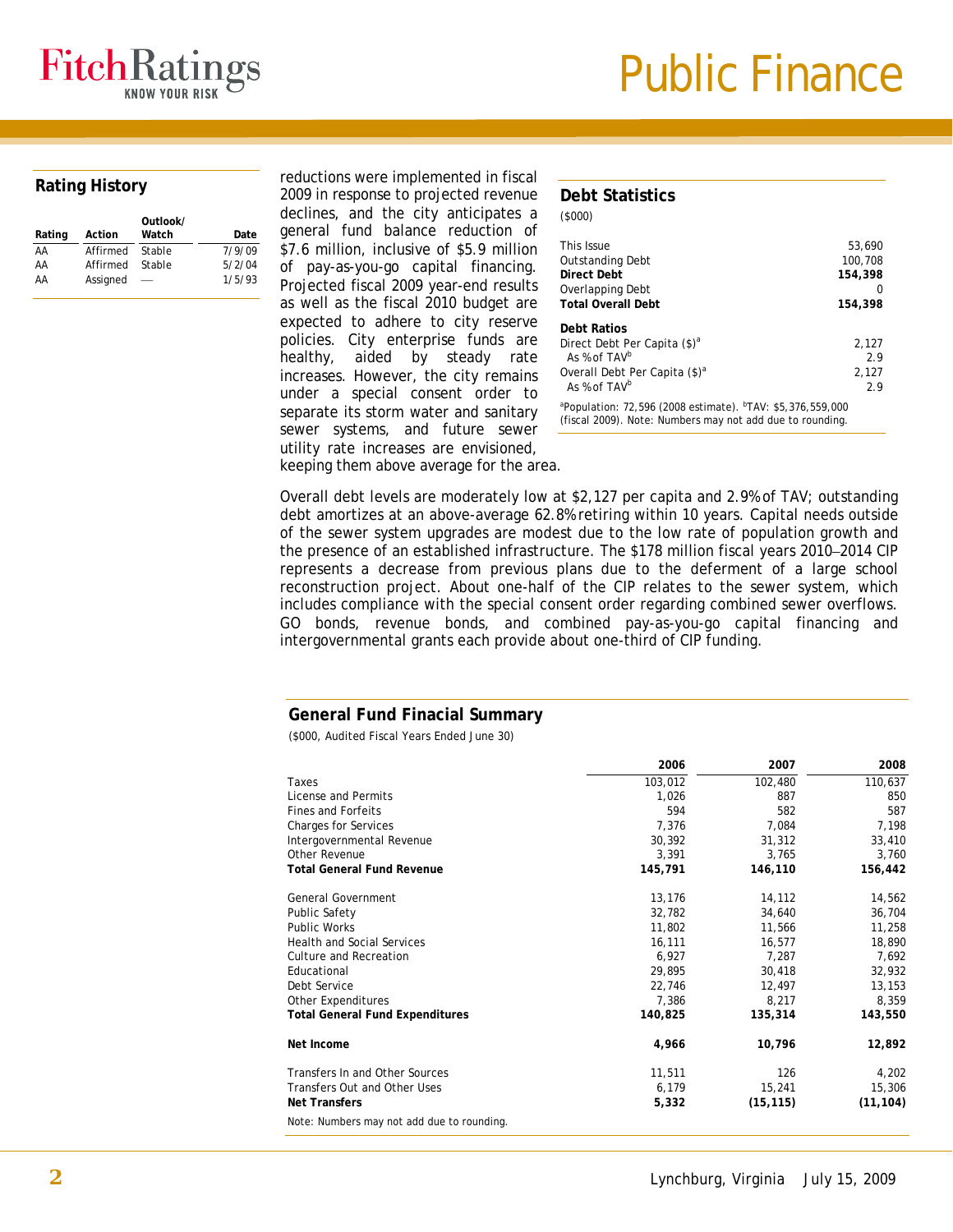## Rating History

| Rating | Action | Outlook/ Watch | Date |
|---|---|---|---|
| AA | Affirmed | Stable | 7/9/09 |
| AA | Affirmed | Stable | 5/2/04 |
| AA | Assigned | — | 1/5/93 |

reductions were implemented in fiscal 2009 in response to projected revenue declines, and the city anticipates a general fund balance reduction of $7.6 million, inclusive of $5.9 million of pay-as-you-go capital financing. Projected fiscal 2009 year-end results as well as the fiscal 2010 budget are expected to adhere to city reserve policies. City enterprise funds are healthy, aided by steady rate increases. However, the city remains under a special consent order to separate its storm water and sanitary sewer systems, and future sewer utility rate increases are envisioned, keeping them above average for the area.

## Debt Statistics

($000)

| | |
|---|---|
| This Issue | 53,690 |
| Outstanding Debt | 100,708 |
| **Direct Debt** | **154,398** |
| Overlapping Debt | 0 |
| **Total Overall Debt** | **154,398** |
| **Debt Ratios** | |
| Direct Debt Per Capita ($)[a] | 2,127 |
| As % of TAV[b] | 2.9 |
| Overall Debt Per Capita ($)[a] | 2,127 |
| As % of TAV[b] | 2.9 |

[a]Population: 72,596 (2008 estimate). [b]TAV: $5,376,559,000 (fiscal 2009). Note: Numbers may not add due to rounding.

Overall debt levels are moderately low at $2,127 per capita and 2.9% of TAV; outstanding debt amortizes at an above-average 62.8% retiring within 10 years. Capital needs outside of the sewer system upgrades are modest due to the low rate of population growth and the presence of an established infrastructure. The $178 million fiscal years 2010–2014 CIP represents a decrease from previous plans due to the deferment of a large school reconstruction project. About one-half of the CIP relates to the sewer system, which includes compliance with the special consent order regarding combined sewer overflows. GO bonds, revenue bonds, and combined pay-as-you-go capital financing and intergovernmental grants each provide about one-third of CIP funding.

## General Fund Finacial Summary

($000, Audited Fiscal Years Ended June 30)

| | 2006 | 2007 | 2008 |
|---|---|---|---|
| Taxes | 103,012 | 102,480 | 110,637 |
| License and Permits | 1,026 | 887 | 850 |
| Fines and Forfeits | 594 | 582 | 587 |
| Charges for Services | 7,376 | 7,084 | 7,198 |
| Intergovernmental Revenue | 30,392 | 31,312 | 33,410 |
| Other Revenue | 3,391 | 3,765 | 3,760 |
| **Total General Fund Revenue** | **145,791** | **146,110** | **156,442** |
| General Government | 13,176 | 14,112 | 14,562 |
| Public Safety | 32,782 | 34,640 | 36,704 |
| Public Works | 11,802 | 11,566 | 11,258 |
| Health and Social Services | 16,111 | 16,577 | 18,890 |
| Culture and Recreation | 6,927 | 7,287 | 7,692 |
| Educational | 29,895 | 30,418 | 32,932 |
| Debt Service | 22,746 | 12,497 | 13,153 |
| Other Expenditures | 7,386 | 8,217 | 8,359 |
| **Total General Fund Expenditures** | **140,825** | **135,314** | **143,550** |
| **Net Income** | **4,966** | **10,796** | **12,892** |
| Transfers In and Other Sources | 11,511 | 126 | 4,202 |
| Transfers Out and Other Uses | 6,179 | 15,241 | 15,306 |
| **Net Transfers** | **5,332** | **(15,115)** | **(11,104)** |

Note: Numbers may not add due to rounding.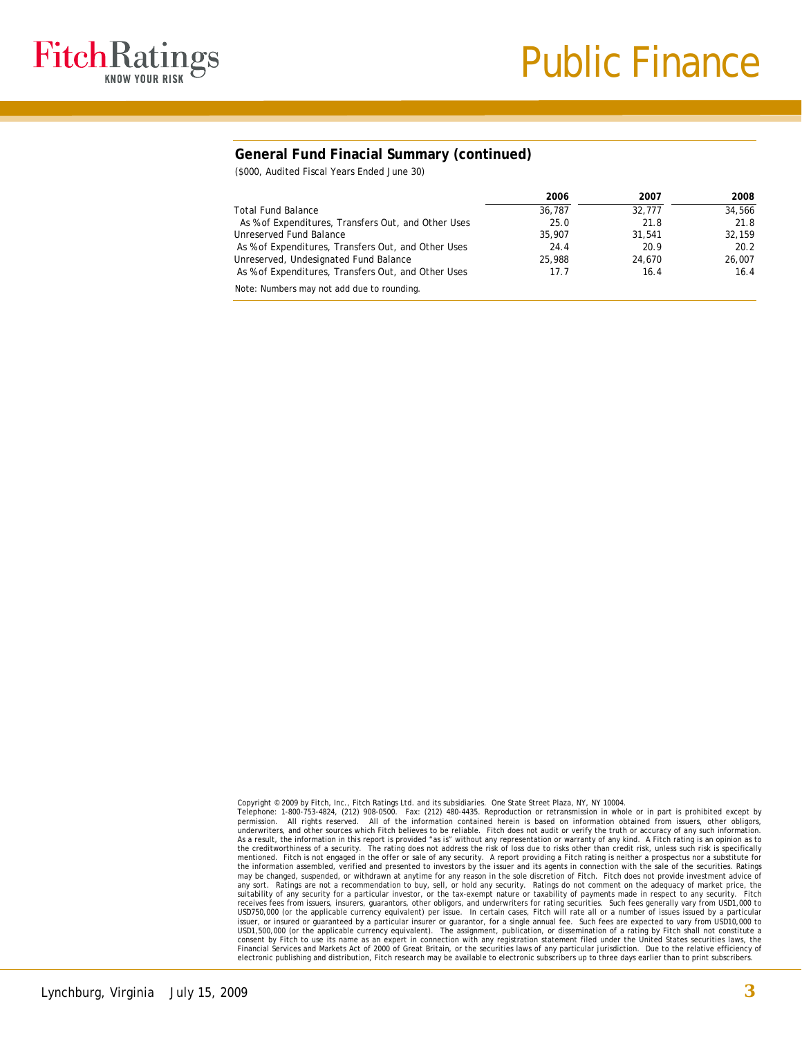## General Fund Finacial Summary (continued)

($000, Audited Fiscal Years Ended June 30)

| | 2006 | 2007 | 2008 |
|---|---|---|---|
| Total Fund Balance | 36,787 | 32,777 | 34,566 |
| As % of Expenditures, Transfers Out, and Other Uses | 25.0 | 21.8 | 21.8 |
| Unreserved Fund Balance | 35,907 | 31,541 | 32,159 |
| As % of Expenditures, Transfers Out, and Other Uses | 24.4 | 20.9 | 20.2 |
| Unreserved, Undesignated Fund Balance | 25,988 | 24,670 | 26,007 |
| As % of Expenditures, Transfers Out, and Other Uses | 17.7 | 16.4 | 16.4 |

Note: Numbers may not add due to rounding.

Copyright © 2009 by Fitch, Inc., Fitch Ratings Ltd. and its subsidiaries. One State Street Plaza, NY, NY 10004.
Telephone: 1-800-753-4824, (212) 908-0500. Fax: (212) 480-4435. Reproduction or retransmission in whole or in part is prohibited except by permission. All rights reserved. All of the information contained herein is based on information obtained from issuers, other obligors, underwriters, and other sources which Fitch believes to be reliable. Fitch does not audit or verify the truth or accuracy of any such information. As a result, the information in this report is provided "as is" without any representation or warranty of any kind. A Fitch rating is an opinion as to the creditworthiness of a security. The rating does not address the risk of loss due to risks other than credit risk, unless such risk is specifically mentioned. Fitch is not engaged in the offer or sale of any security. A report providing a Fitch rating is neither a prospectus nor a substitute for the information assembled, verified and presented to investors by the issuer and its agents in connection with the sale of the securities. Ratings may be changed, suspended, or withdrawn at anytime for any reason in the sole discretion of Fitch. Fitch does not provide investment advice of any sort. Ratings are not a recommendation to buy, sell, or hold any security. Ratings do not comment on the adequacy of market price, the suitability of any security for a particular investor, or the tax-exempt nature or taxability of payments made in respect to any security. Fitch receives fees from issuers, insurers, guarantors, other obligors, and underwriters for rating securities. Such fees generally vary from USD1,000 to USD750,000 (or the applicable currency equivalent) per issue. In certain cases, Fitch will rate all or a number of issues issued by a particular issuer, or insured or guaranteed by a particular insurer or guarantor, for a single annual fee. Such fees are expected to vary from USD10,000 to USD1,500,000 (or the applicable currency equivalent). The assignment, publication, or dissemination of a rating by Fitch shall not constitute a consent by Fitch to use its name as an expert in connection with any registration statement filed under the United States securities laws, the Financial Services and Markets Act of 2000 of Great Britain, or the securities laws of any particular jurisdiction. Due to the relative efficiency of electronic publishing and distribution, Fitch research may be available to electronic subscribers up to three days earlier than to print subscribers.